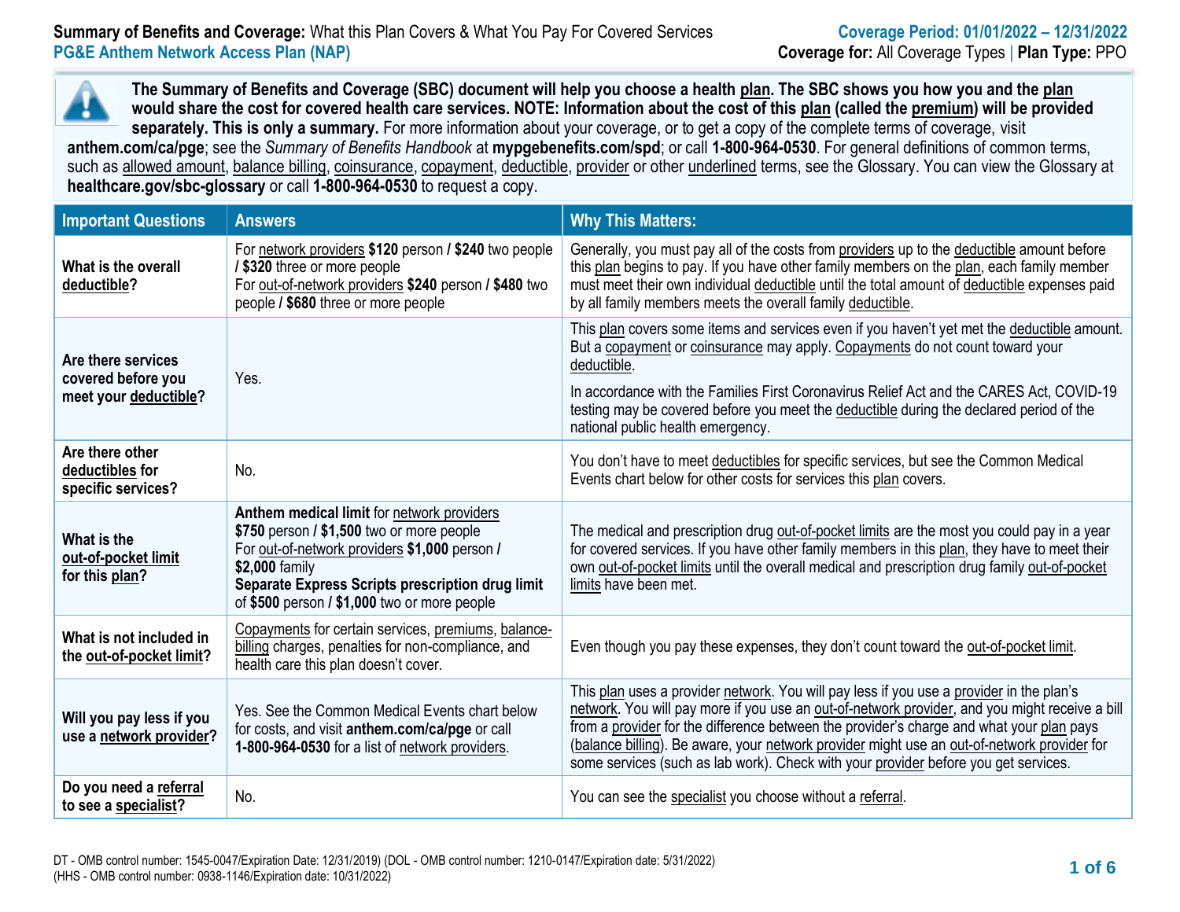**Summary of Benefits and Coverage:** What this Plan Covers & What You Pay For Covered Services
**PG&E Anthem Network Access Plan (NAP)**

**Coverage Period: 01/01/2022 – 12/31/2022**
**Coverage for:** All Coverage Types | **Plan Type:** PPO

**The Summary of Benefits and Coverage (SBC) document will help you choose a health plan. The SBC shows you how you and the plan would share the cost for covered health care services. NOTE: Information about the cost of this plan (called the premium) will be provided separately. This is only a summary.** For more information about your coverage, or to get a copy of the complete terms of coverage, visit **anthem.com/ca/pge**; see the *Summary of Benefits Handbook* at **mypgebenefits.com/spd**; or call **1-800-964-0530**. For general definitions of common terms, such as allowed amount, balance billing, coinsurance, copayment, deductible, provider or other underlined terms, see the Glossary. You can view the Glossary at **healthcare.gov/sbc-glossary** or call **1-800-964-0530** to request a copy.

| Important Questions | Answers | Why This Matters: |
|---|---|---|
| **What is the overall deductible?** | For network providers **$120** person **/ $240** two people **/ $320** three or more people<br>For out-of-network providers **$240** person **/ $480** two people **/ $680** three or more people | Generally, you must pay all of the costs from providers up to the deductible amount before this plan begins to pay. If you have other family members on the plan, each family member must meet their own individual deductible until the total amount of deductible expenses paid by all family members meets the overall family deductible. |
| **Are there services covered before you meet your deductible?** | Yes. | This plan covers some items and services even if you haven't yet met the deductible amount. But a copayment or coinsurance may apply. Copayments do not count toward your deductible.<br><br>In accordance with the Families First Coronavirus Relief Act and the CARES Act, COVID-19 testing may be covered before you meet the deductible during the declared period of the national public health emergency. |
| **Are there other deductibles for specific services?** | No. | You don't have to meet deductibles for specific services, but see the Common Medical Events chart below for other costs for services this plan covers. |
| **What is the out-of-pocket limit for this plan?** | **Anthem medical limit** for network providers **$750** person **/ $1,500** two or more people<br>For out-of-network providers **$1,000** person **/ $2,000** family<br>**Separate Express Scripts prescription drug limit** of **$500** person **/ $1,000** two or more people | The medical and prescription drug out-of-pocket limits are the most you could pay in a year for covered services. If you have other family members in this plan, they have to meet their own out-of-pocket limits until the overall medical and prescription drug family out-of-pocket limits have been met. |
| **What is not included in the out-of-pocket limit?** | Copayments for certain services, premiums, balance-billing charges, penalties for non-compliance, and health care this plan doesn't cover. | Even though you pay these expenses, they don't count toward the out-of-pocket limit. |
| **Will you pay less if you use a network provider?** | Yes. See the Common Medical Events chart below for costs, and visit **anthem.com/ca/pge** or call **1-800-964-0530** for a list of network providers. | This plan uses a provider network. You will pay less if you use a provider in the plan's network. You will pay more if you use an out-of-network provider, and you might receive a bill from a provider for the difference between the provider's charge and what your plan pays (balance billing). Be aware, your network provider might use an out-of-network provider for some services (such as lab work). Check with your provider before you get services. |
| **Do you need a referral to see a specialist?** | No. | You can see the specialist you choose without a referral. |

DT - OMB control number: 1545-0047/Expiration Date: 12/31/2019) (DOL - OMB control number: 1210-0147/Expiration date: 5/31/2022)
(HHS - OMB control number: 0938-1146/Expiration date: 10/31/2022)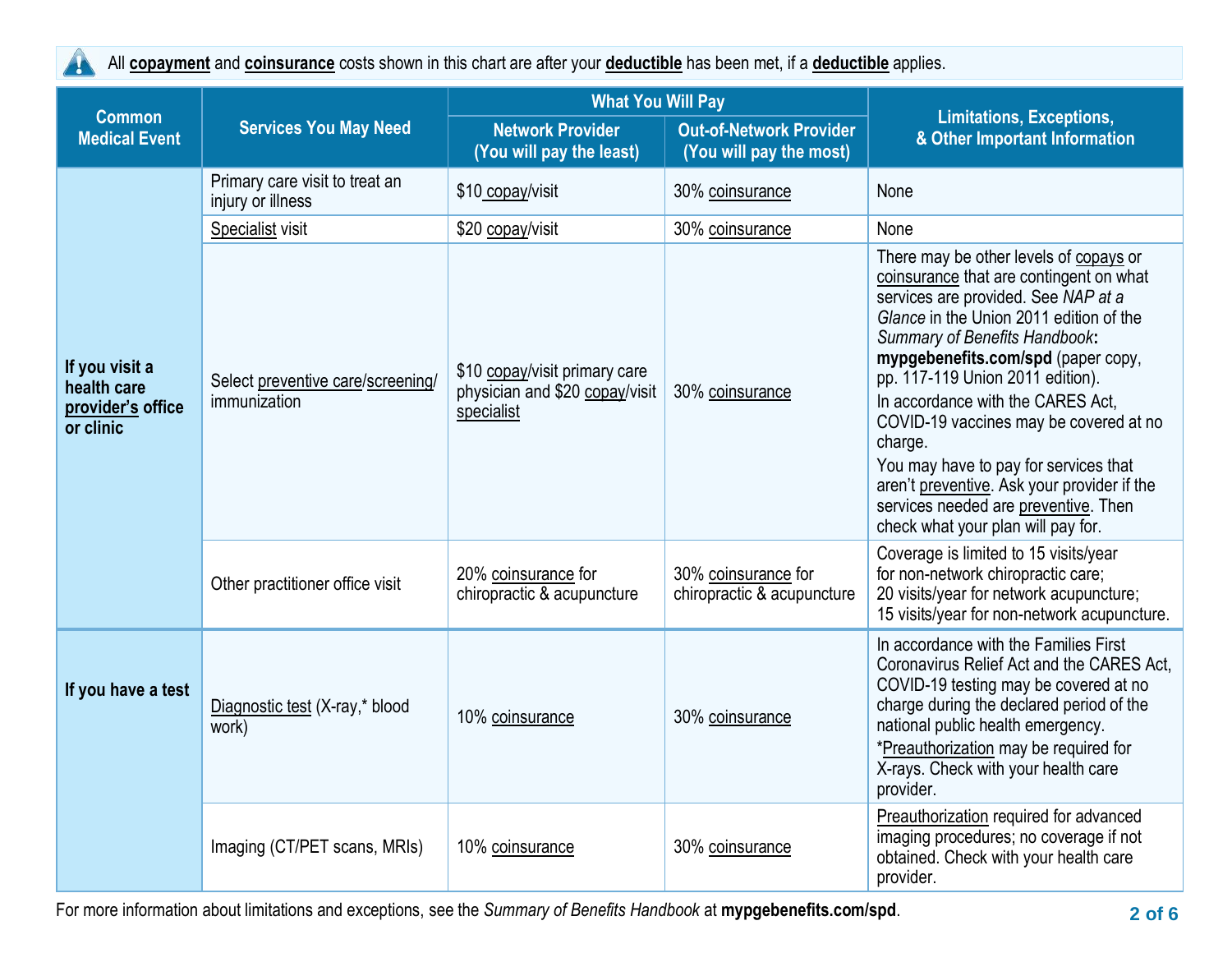All **copayment** and **coinsurance** costs shown in this chart are after your **deductible** has been met, if a **deductible** applies.

| Common Medical Event | Services You May Need | What You Will Pay | | Limitations, Exceptions, & Other Important Information |
|---|---|---|---|---|
| | | Network Provider (You will pay the least) | Out-of-Network Provider (You will pay the most) | |
| **If you visit a health care provider's office or clinic** | Primary care visit to treat an injury or illness | $10 copay/visit | 30% coinsurance | None |
| | Specialist visit | $20 copay/visit | 30% coinsurance | None |
| | Select preventive care/screening/ immunization | $10 copay/visit primary care physician and $20 copay/visit specialist | 30% coinsurance | There may be other levels of copays or coinsurance that are contingent on what services are provided. See *NAP at a Glance* in the Union 2011 edition of the *Summary of Benefits Handbook*: **mypgebenefits.com/spd** (paper copy, pp. 117-119 Union 2011 edition).<br>In accordance with the CARES Act, COVID-19 vaccines may be covered at no charge.<br>You may have to pay for services that aren't preventive. Ask your provider if the services needed are preventive. Then check what your plan will pay for. |
| | Other practitioner office visit | 20% coinsurance for chiropractic & acupuncture | 30% coinsurance for chiropractic & acupuncture | Coverage is limited to 15 visits/year for non-network chiropractic care; 20 visits/year for network acupuncture; 15 visits/year for non-network acupuncture. |
| **If you have a test** | Diagnostic test (X-ray,* blood work) | 10% coinsurance | 30% coinsurance | In accordance with the Families First Coronavirus Relief Act and the CARES Act, COVID-19 testing may be covered at no charge during the declared period of the national public health emergency.<br>*Preauthorization may be required for X-rays. Check with your health care provider. |
| | Imaging (CT/PET scans, MRIs) | 10% coinsurance | 30% coinsurance | Preauthorization required for advanced imaging procedures; no coverage if not obtained. Check with your health care provider. |

For more information about limitations and exceptions, see the *Summary of Benefits Handbook* at **mypgebenefits.com/spd**.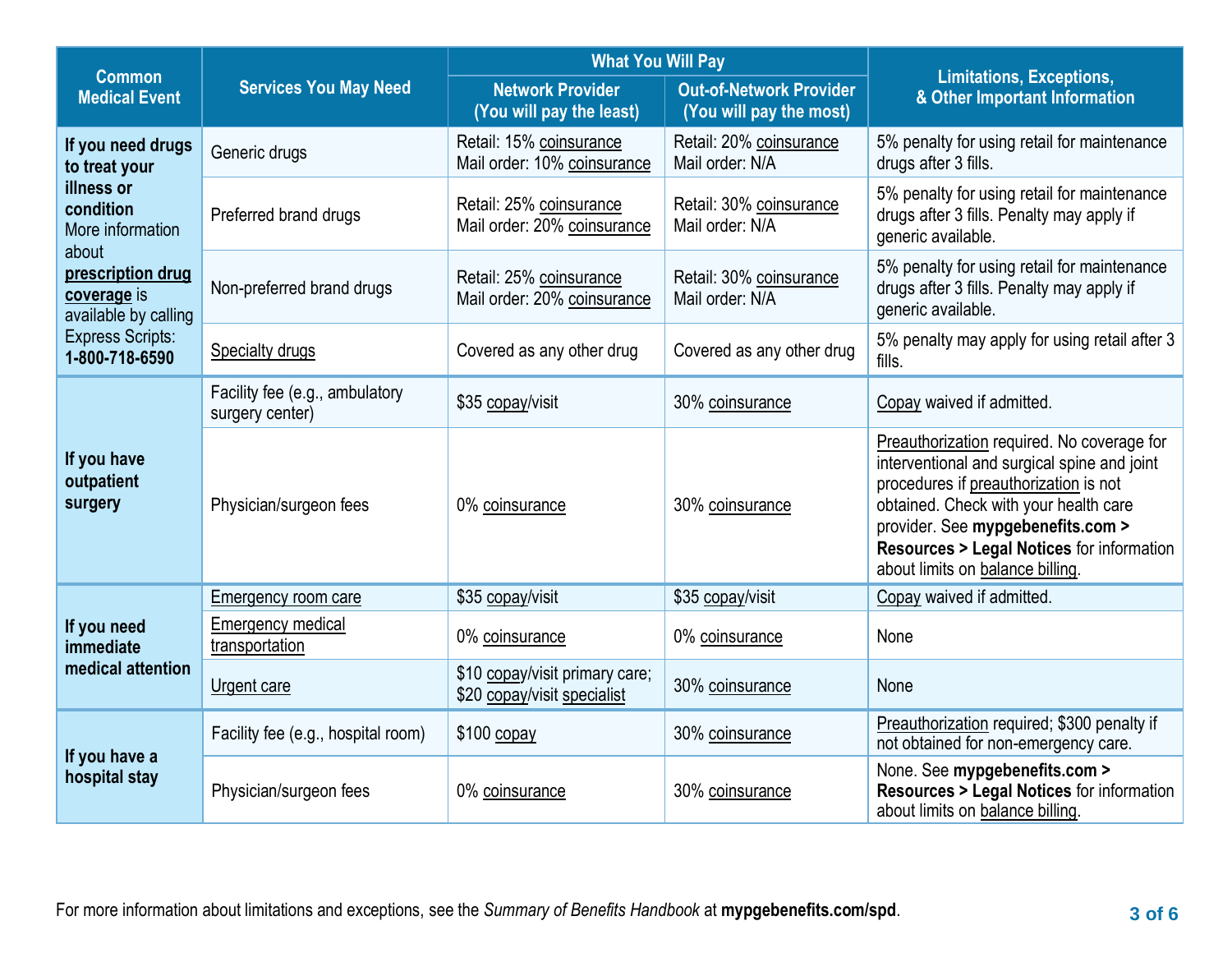| Common Medical Event | Services You May Need | What You Will Pay | | Limitations, Exceptions, & Other Important Information |
|---|---|---|---|---|
| | | Network Provider (You will pay the least) | Out-of-Network Provider (You will pay the most) | |
| **If you need drugs to treat your illness or condition** More information about **prescription drug coverage** is available by calling Express Scripts: **1-800-718-6590** | Generic drugs | Retail: 15% coinsurance Mail order: 10% coinsurance | Retail: 20% coinsurance Mail order: N/A | 5% penalty for using retail for maintenance drugs after 3 fills. |
| | Preferred brand drugs | Retail: 25% coinsurance Mail order: 20% coinsurance | Retail: 30% coinsurance Mail order: N/A | 5% penalty for using retail for maintenance drugs after 3 fills. Penalty may apply if generic available. |
| | Non-preferred brand drugs | Retail: 25% coinsurance Mail order: 20% coinsurance | Retail: 30% coinsurance Mail order: N/A | 5% penalty for using retail for maintenance drugs after 3 fills. Penalty may apply if generic available. |
| | Specialty drugs | Covered as any other drug | Covered as any other drug | 5% penalty may apply for using retail after 3 fills. |
| **If you have outpatient surgery** | Facility fee (e.g., ambulatory surgery center) | $35 copay/visit | 30% coinsurance | Copay waived if admitted. |
| | Physician/surgeon fees | 0% coinsurance | 30% coinsurance | Preauthorization required. No coverage for interventional and surgical spine and joint procedures if preauthorization is not obtained. Check with your health care provider. See **mypgebenefits.com > Resources > Legal Notices** for information about limits on balance billing. |
| **If you need immediate medical attention** | Emergency room care | $35 copay/visit | $35 copay/visit | Copay waived if admitted. |
| | Emergency medical transportation | 0% coinsurance | 0% coinsurance | None |
| | Urgent care | $10 copay/visit primary care; $20 copay/visit specialist | 30% coinsurance | None |
| **If you have a hospital stay** | Facility fee (e.g., hospital room) | $100 copay | 30% coinsurance | Preauthorization required; $300 penalty if not obtained for non-emergency care. |
| | Physician/surgeon fees | 0% coinsurance | 30% coinsurance | None. See **mypgebenefits.com > Resources > Legal Notices** for information about limits on balance billing. |

For more information about limitations and exceptions, see the *Summary of Benefits Handbook* at **mypgebenefits.com/spd**.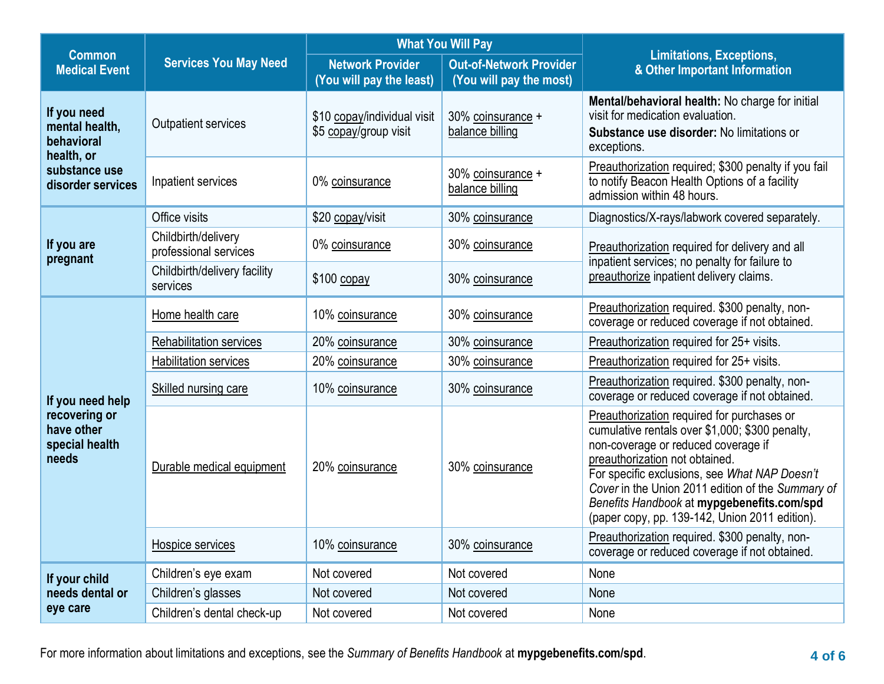| Common Medical Event | Services You May Need | What You Will Pay | | Limitations, Exceptions, & Other Important Information |
|---|---|---|---|---|
| | | Network Provider (You will pay the least) | Out-of-Network Provider (You will pay the most) | |
| **If you need mental health, behavioral health, or substance use disorder services** | Outpatient services | $10 copay/individual visit<br>$5 copay/group visit | 30% coinsurance + balance billing | **Mental/behavioral health:** No charge for initial visit for medication evaluation.<br>**Substance use disorder:** No limitations or exceptions. |
| | Inpatient services | 0% coinsurance | 30% coinsurance + balance billing | Preauthorization required; $300 penalty if you fail to notify Beacon Health Options of a facility admission within 48 hours. |
| **If you are pregnant** | Office visits | $20 copay/visit | 30% coinsurance | Diagnostics/X-rays/labwork covered separately. |
| | Childbirth/delivery professional services | 0% coinsurance | 30% coinsurance | Preauthorization required for delivery and all inpatient services; no penalty for failure to preauthorize inpatient delivery claims. |
| | Childbirth/delivery facility services | $100 copay | 30% coinsurance | |
| **If you need help recovering or have other special health needs** | Home health care | 10% coinsurance | 30% coinsurance | Preauthorization required. $300 penalty, non-coverage or reduced coverage if not obtained. |
| | Rehabilitation services | 20% coinsurance | 30% coinsurance | Preauthorization required for 25+ visits. |
| | Habilitation services | 20% coinsurance | 30% coinsurance | Preauthorization required for 25+ visits. |
| | Skilled nursing care | 10% coinsurance | 30% coinsurance | Preauthorization required. $300 penalty, non-coverage or reduced coverage if not obtained. |
| | Durable medical equipment | 20% coinsurance | 30% coinsurance | Preauthorization required for purchases or cumulative rentals over $1,000; $300 penalty, non-coverage or reduced coverage if preauthorization not obtained.<br>For specific exclusions, see *What NAP Doesn't Cover* in the Union 2011 edition of the *Summary of Benefits Handbook* at **mypgebenefits.com/spd** (paper copy, pp. 139-142, Union 2011 edition). |
| | Hospice services | 10% coinsurance | 30% coinsurance | Preauthorization required. $300 penalty, non-coverage or reduced coverage if not obtained. |
| **If your child needs dental or eye care** | Children's eye exam | Not covered | Not covered | None |
| | Children's glasses | Not covered | Not covered | None |
| | Children's dental check-up | Not covered | Not covered | None |

For more information about limitations and exceptions, see the *Summary of Benefits Handbook* at **mypgebenefits.com/spd**.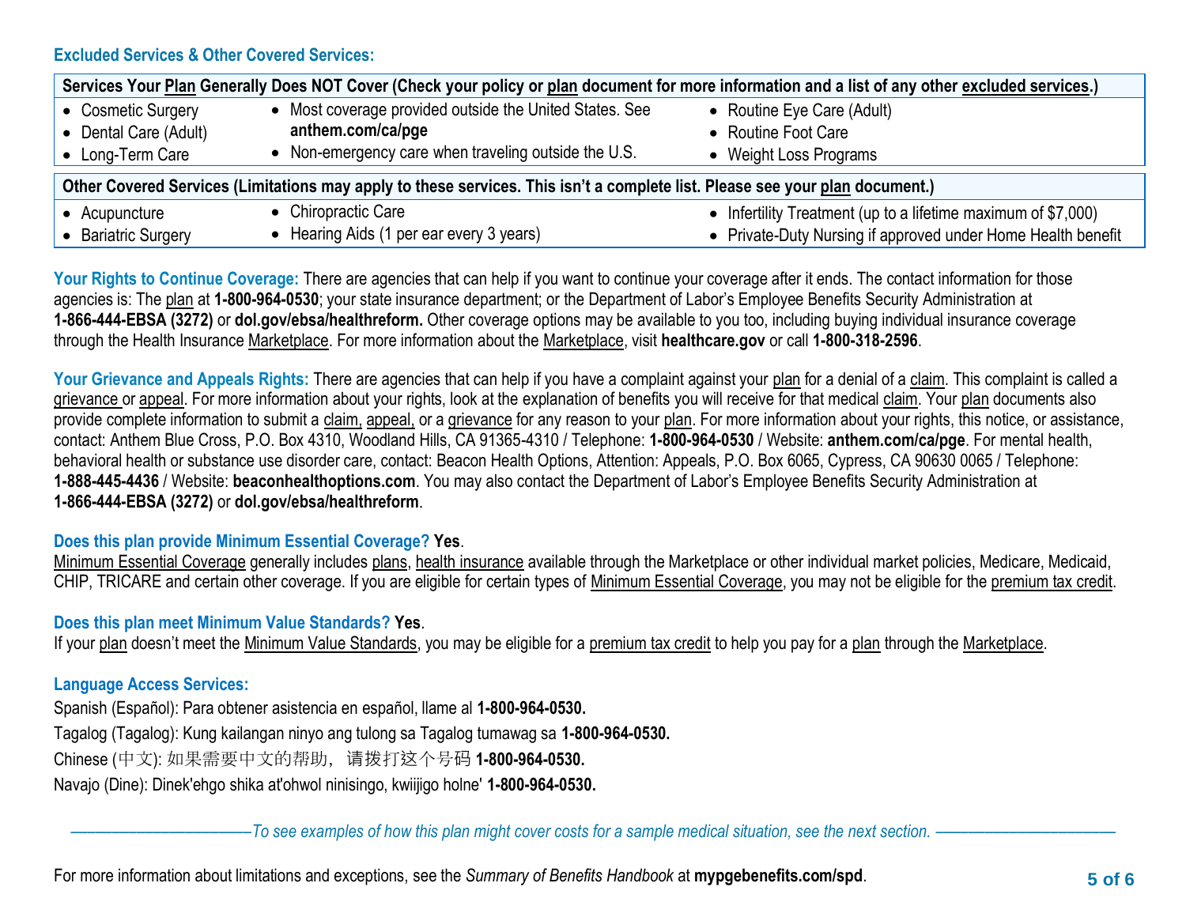### Excluded Services & Other Covered Services:

| Services Your Plan Generally Does NOT Cover (Check your policy or plan document for more information and a list of any other excluded services.) | | |
|---|---|---|
| • Cosmetic Surgery<br>• Dental Care (Adult)<br>• Long-Term Care | • Most coverage provided outside the United States. See **anthem.com/ca/pge**<br>• Non-emergency care when traveling outside the U.S. | • Routine Eye Care (Adult)<br>• Routine Foot Care<br>• Weight Loss Programs |

| Other Covered Services (Limitations may apply to these services. This isn't a complete list. Please see your plan document.) | | |
|---|---|---|
| • Acupuncture<br>• Bariatric Surgery | • Chiropractic Care<br>• Hearing Aids (1 per ear every 3 years) | • Infertility Treatment (up to a lifetime maximum of $7,000)<br>• Private-Duty Nursing if approved under Home Health benefit |

**Your Rights to Continue Coverage:** There are agencies that can help if you want to continue your coverage after it ends. The contact information for those agencies is: The plan at **1-800-964-0530**; your state insurance department; or the Department of Labor's Employee Benefits Security Administration at **1-866-444-EBSA (3272)** or **dol.gov/ebsa/healthreform.** Other coverage options may be available to you too, including buying individual insurance coverage through the Health Insurance Marketplace. For more information about the Marketplace, visit **healthcare.gov** or call **1-800-318-2596**.

**Your Grievance and Appeals Rights:** There are agencies that can help if you have a complaint against your plan for a denial of a claim. This complaint is called a grievance or appeal. For more information about your rights, look at the explanation of benefits you will receive for that medical claim. Your plan documents also provide complete information to submit a claim, appeal, or a grievance for any reason to your plan. For more information about your rights, this notice, or assistance, contact: Anthem Blue Cross, P.O. Box 4310, Woodland Hills, CA 91365-4310 / Telephone: **1-800-964-0530** / Website: **anthem.com/ca/pge**. For mental health, behavioral health or substance use disorder care, contact: Beacon Health Options, Attention: Appeals, P.O. Box 6065, Cypress, CA 90630 0065 / Telephone: **1-888-445-4436** / Website: **beaconhealthoptions.com**. You may also contact the Department of Labor's Employee Benefits Security Administration at **1-866-444-EBSA (3272)** or **dol.gov/ebsa/healthreform**.

**Does this plan provide Minimum Essential Coverage? Yes**.

Minimum Essential Coverage generally includes plans, health insurance available through the Marketplace or other individual market policies, Medicare, Medicaid, CHIP, TRICARE and certain other coverage. If you are eligible for certain types of Minimum Essential Coverage, you may not be eligible for the premium tax credit.

**Does this plan meet Minimum Value Standards? Yes**.

If your plan doesn't meet the Minimum Value Standards, you may be eligible for a premium tax credit to help you pay for a plan through the Marketplace.

**Language Access Services:**

Spanish (Español): Para obtener asistencia en español, llame al **1-800-964-0530.**

Tagalog (Tagalog): Kung kailangan ninyo ang tulong sa Tagalog tumawag sa **1-800-964-0530.**

Chinese (中文): 如果需要中文的帮助，请拨打这个号码 **1-800-964-0530.**

Navajo (Dine): Dinek'ehgo shika at'ohwol ninisingo, kwiijigo holne' **1-800-964-0530.**

*——————————To see examples of how this plan might cover costs for a sample medical situation, see the next section. ——————————*

For more information about limitations and exceptions, see the *Summary of Benefits Handbook* at **mypgebenefits.com/spd**.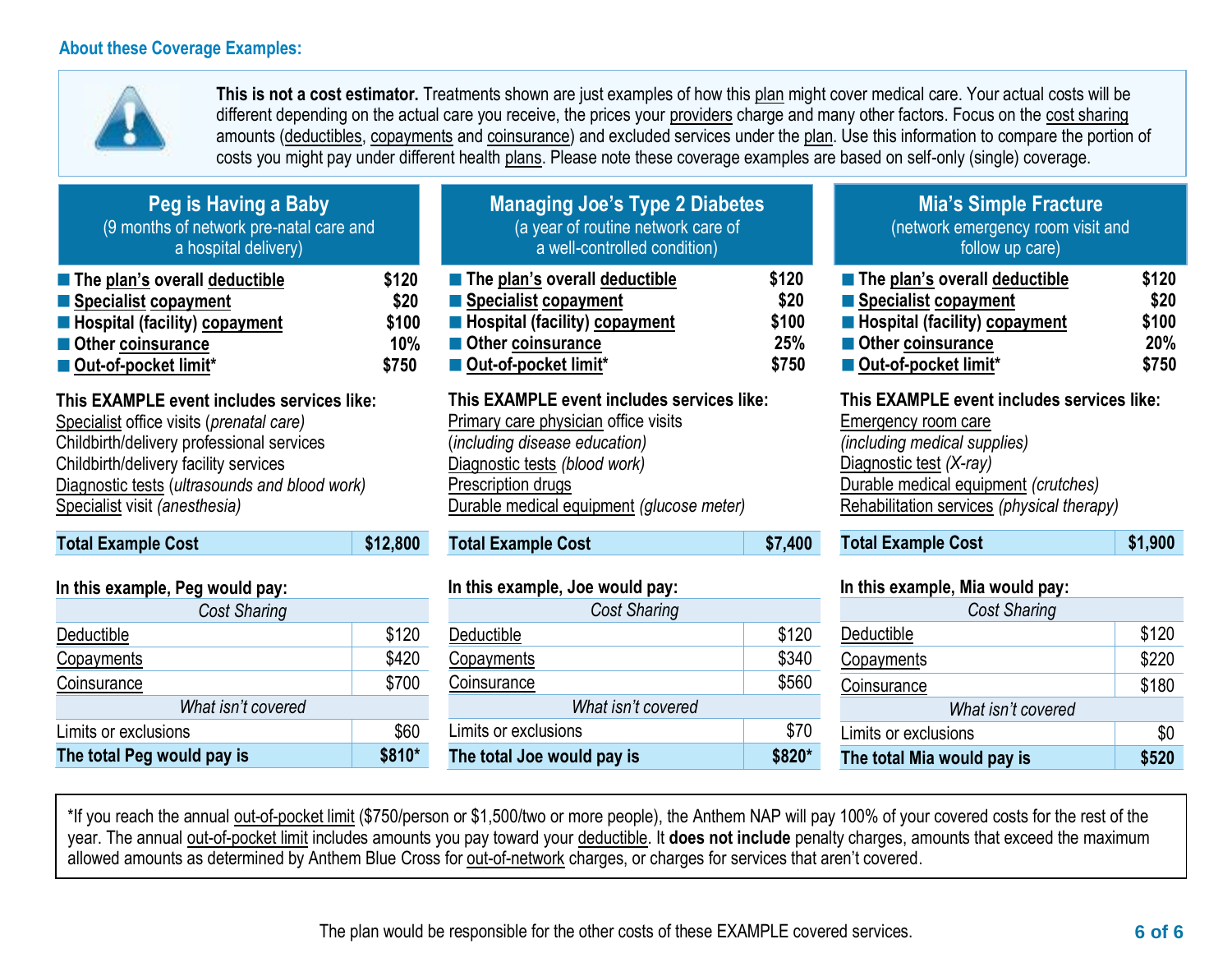## About these Coverage Examples:

**This is not a cost estimator.** Treatments shown are just examples of how this plan might cover medical care. Your actual costs will be different depending on the actual care you receive, the prices your providers charge and many other factors. Focus on the cost sharing amounts (deductibles, copayments and coinsurance) and excluded services under the plan. Use this information to compare the portion of costs you might pay under different health plans. Please note these coverage examples are based on self-only (single) coverage.

### Peg is Having a Baby
(9 months of network pre-natal care and a hospital delivery)

| | |
|---|---|
| **The plan's overall deductible** | **$120** |
| **Specialist copayment** | **$20** |
| **Hospital (facility) copayment** | **$100** |
| **Other coinsurance** | **10%** |
| **Out-of-pocket limit*** | **$750** |

**This EXAMPLE event includes services like:**
Specialist office visits (*prenatal care)*
Childbirth/delivery professional services
Childbirth/delivery facility services
Diagnostic tests (*ultrasounds and blood work)*
Specialist visit *(anesthesia)*

| **Total Example Cost** | **$12,800** |
|---|---|

**In this example, Peg would pay:**

| *Cost Sharing* | |
|---|---|
| Deductible | $120 |
| Copayments | $420 |
| Coinsurance | $700 |
| *What isn't covered* | |
| Limits or exclusions | $60 |
| **The total Peg would pay is** | **$810*** |

### Managing Joe's Type 2 Diabetes
(a year of routine network care of a well-controlled condition)

| | |
|---|---|
| **The plan's overall deductible** | **$120** |
| **Specialist copayment** | **$20** |
| **Hospital (facility) copayment** | **$100** |
| **Other coinsurance** | **25%** |
| **Out-of-pocket limit*** | **$750** |

**This EXAMPLE event includes services like:**
Primary care physician office visits
*(including disease education)*
Diagnostic tests *(blood work)*
Prescription drugs
Durable medical equipment *(glucose meter)*

| **Total Example Cost** | **$7,400** |
|---|---|

**In this example, Joe would pay:**

| *Cost Sharing* | |
|---|---|
| Deductible | $120 |
| Copayments | $340 |
| Coinsurance | $560 |
| *What isn't covered* | |
| Limits or exclusions | $70 |
| **The total Joe would pay is** | **$820*** |

### Mia's Simple Fracture
(network emergency room visit and follow up care)

| | |
|---|---|
| **The plan's overall deductible** | **$120** |
| **Specialist copayment** | **$20** |
| **Hospital (facility) copayment** | **$100** |
| **Other coinsurance** | **20%** |
| **Out-of-pocket limit*** | **$750** |

**This EXAMPLE event includes services like:**
Emergency room care
*(including medical supplies)*
Diagnostic test *(X-ray)*
Durable medical equipment *(crutches)*
Rehabilitation services *(physical therapy)*

| **Total Example Cost** | **$1,900** |
|---|---|

**In this example, Mia would pay:**

| *Cost Sharing* | |
|---|---|
| Deductible | $120 |
| Copayments | $220 |
| Coinsurance | $180 |
| *What isn't covered* | |
| Limits or exclusions | $0 |
| **The total Mia would pay is** | **$520** |

*If you reach the annual out-of-pocket limit ($750/person or $1,500/two or more people), the Anthem NAP will pay 100% of your covered costs for the rest of the year. The annual out-of-pocket limit includes amounts you pay toward your deductible. It **does not include** penalty charges, amounts that exceed the maximum allowed amounts as determined by Anthem Blue Cross for out-of-network charges, or charges for services that aren't covered.

The plan would be responsible for the other costs of these EXAMPLE covered services.